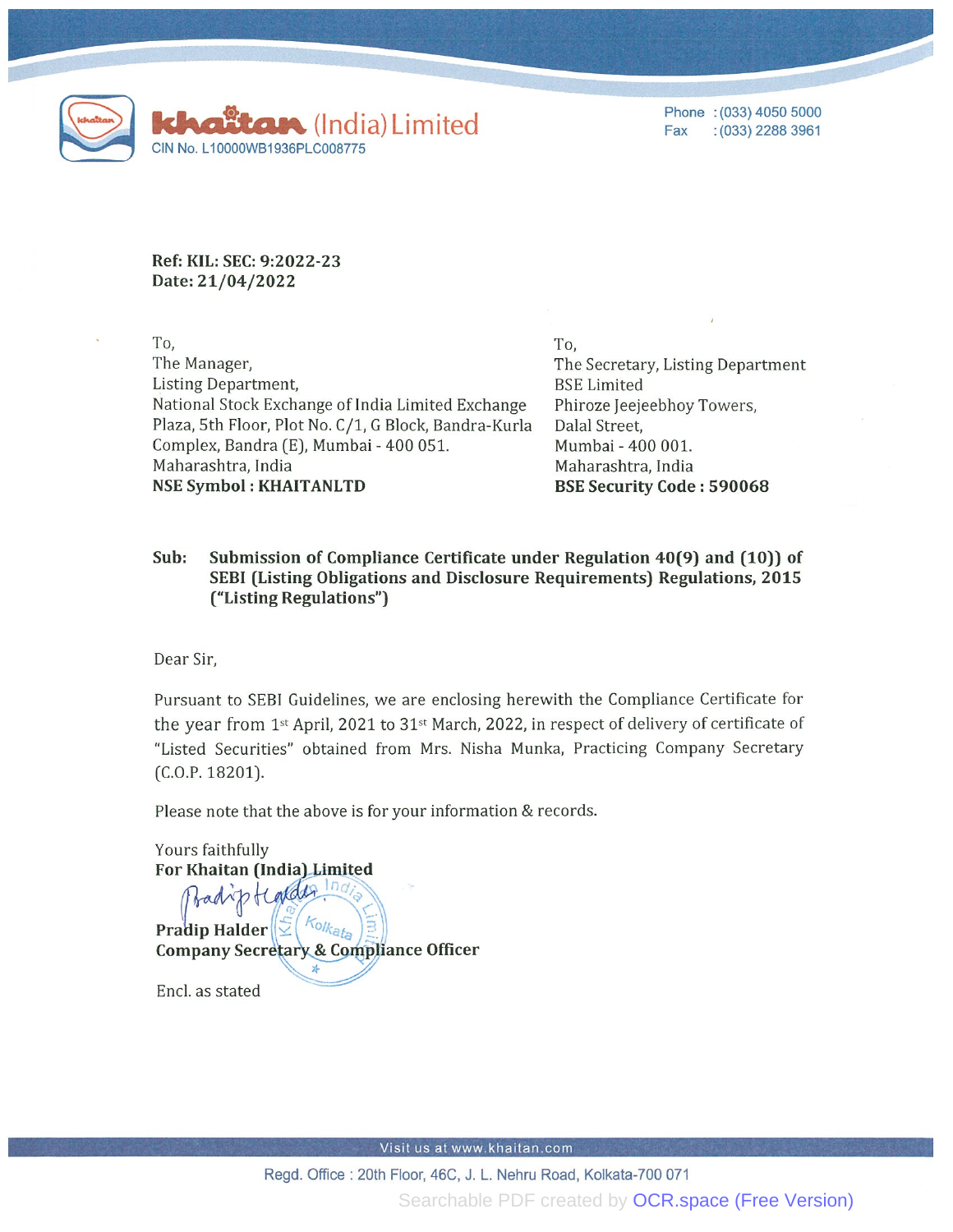**khaitan** (India) Limited
CIN No. L10000WB1936PLC008775

Phone : (033) 4050 5000
Fax : (033) 2288 3961

**Ref: KIL: SEC: 9:2022-23**
**Date: 21/04/2022**

To,
The Manager,
Listing Department,
National Stock Exchange of India Limited Exchange Plaza, 5th Floor, Plot No. C/1, G Block, Bandra-Kurla Complex, Bandra (E), Mumbai - 400 051.
Maharashtra, India
**NSE Symbol : KHAITANLTD**

To,
The Secretary, Listing Department
BSE Limited
Phiroze Jeejeebhoy Towers,
Dalal Street,
Mumbai - 400 001.
Maharashtra, India
**BSE Security Code : 590068**

**Sub: Submission of Compliance Certificate under Regulation 40(9) and (10)) of SEBI (Listing Obligations and Disclosure Requirements) Regulations, 2015 ("Listing Regulations")**

Dear Sir,

Pursuant to SEBI Guidelines, we are enclosing herewith the Compliance Certificate for the year from 1st April, 2021 to 31st March, 2022, in respect of delivery of certificate of "Listed Securities" obtained from Mrs. Nisha Munka, Practicing Company Secretary (C.O.P. 18201).

Please note that the above is for your information & records.

Yours faithfully
**For Khaitan (India) Limited**

**Pradip Halder**
**Company Secretary & Compliance Officer**

Encl. as stated

Visit us at www.khaitan.com

Regd. Office : 20th Floor, 46C, J. L. Nehru Road, Kolkata-700 071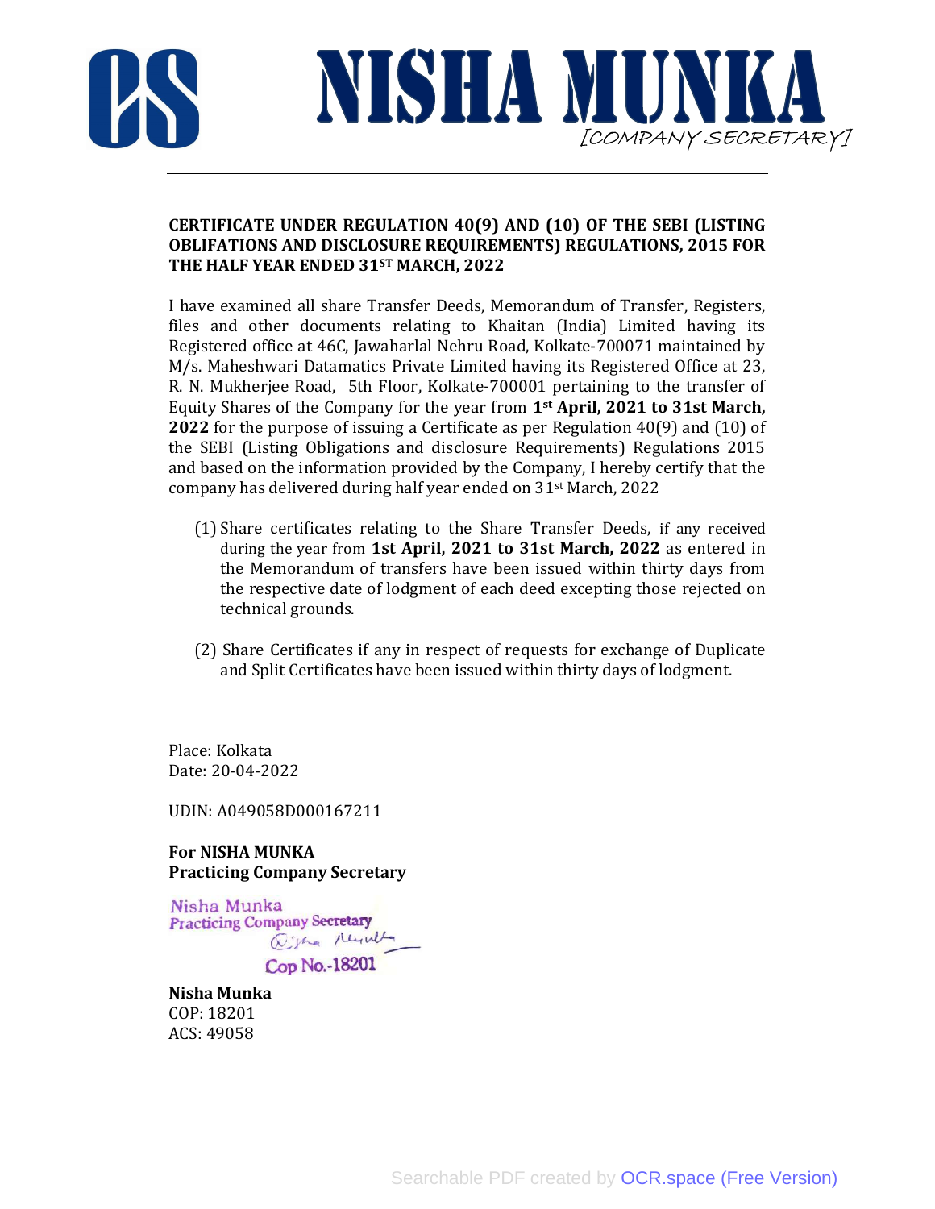# CS NISHA MUNKA

*[COMPANY SECRETARY]*

---

**CERTIFICATE UNDER REGULATION 40(9) AND (10) OF THE SEBI (LISTING OBLIFATIONS AND DISCLOSURE REQUIREMENTS) REGULATIONS, 2015 FOR THE HALF YEAR ENDED 31ST MARCH, 2022**

I have examined all share Transfer Deeds, Memorandum of Transfer, Registers, files and other documents relating to Khaitan (India) Limited having its Registered office at 46C, Jawaharlal Nehru Road, Kolkate-700071 maintained by M/s. Maheshwari Datamatics Private Limited having its Registered Office at 23, R. N. Mukherjee Road, 5th Floor, Kolkate-700001 pertaining to the transfer of Equity Shares of the Company for the year from **1st April, 2021 to 31st March, 2022** for the purpose of issuing a Certificate as per Regulation 40(9) and (10) of the SEBI (Listing Obligations and disclosure Requirements) Regulations 2015 and based on the information provided by the Company, I hereby certify that the company has delivered during half year ended on 31st March, 2022

(1) Share certificates relating to the Share Transfer Deeds, if any received during the year from **1st April, 2021 to 31st March, 2022** as entered in the Memorandum of transfers have been issued within thirty days from the respective date of lodgment of each deed excepting those rejected on technical grounds.

(2) Share Certificates if any in respect of requests for exchange of Duplicate and Split Certificates have been issued within thirty days of lodgment.

Place: Kolkata
Date: 20-04-2022

UDIN: A049058D000167211

**For NISHA MUNKA**
**Practicing Company Secretary**

Nisha Munka
Practicing Company Secretary
Cop No.-18201

**Nisha Munka**
COP: 18201
ACS: 49058